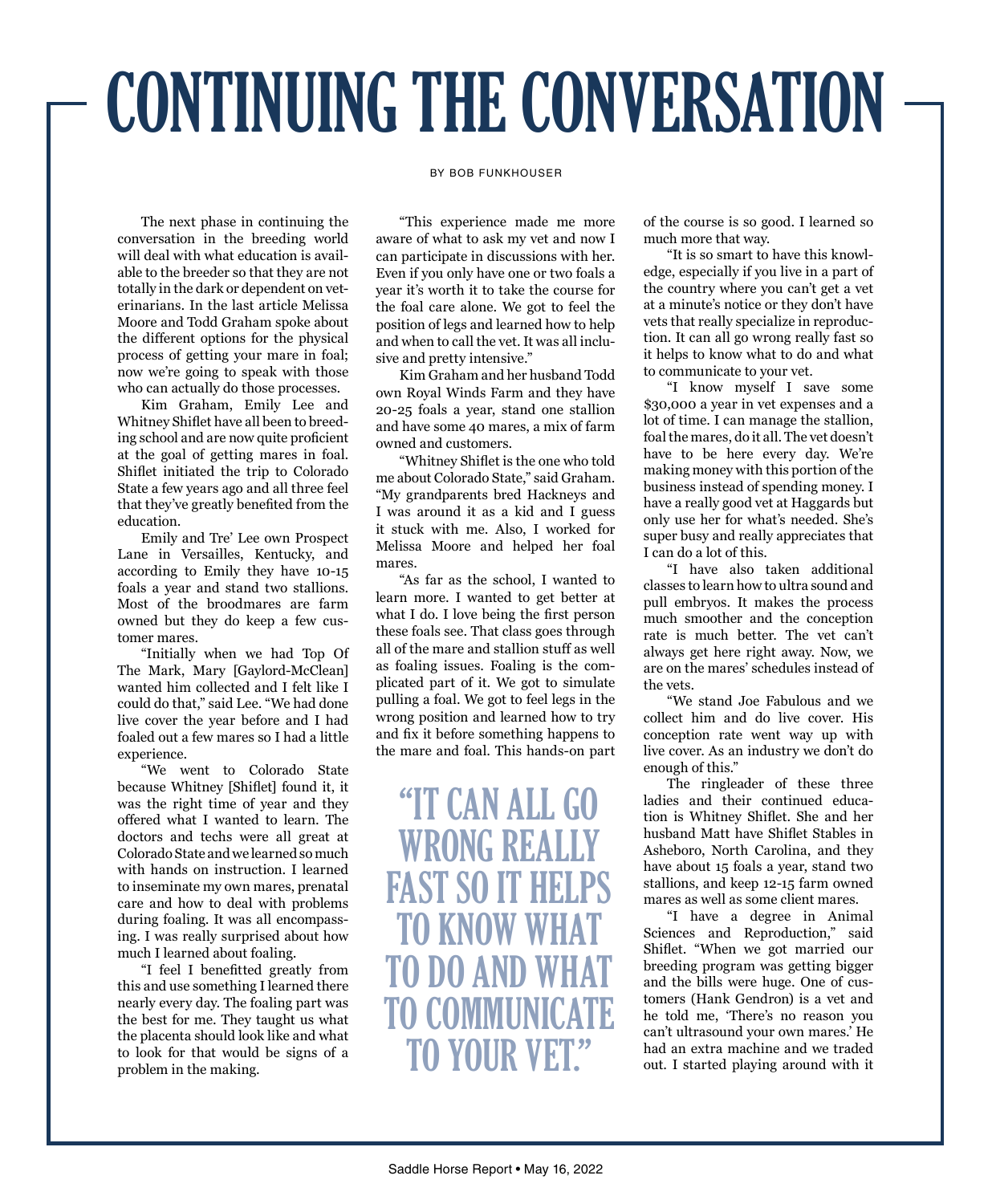# CONTINUING THE CONVERSATION

BY BOB FUNKHOUSER

The next phase in continuing the conversation in the breeding world will deal with what education is available to the breeder so that they are not totally in the dark or dependent on veterinarians. In the last article Melissa Moore and Todd Graham spoke about the different options for the physical process of getting your mare in foal; now we're going to speak with those who can actually do those processes.

Kim Graham, Emily Lee and Whitney Shiflet have all been to breeding school and are now quite proficient at the goal of getting mares in foal. Shiflet initiated the trip to Colorado State a few years ago and all three feel that they've greatly benefited from the education.

Emily and Tre' Lee own Prospect Lane in Versailles, Kentucky, and according to Emily they have 10-15 foals a year and stand two stallions. Most of the broodmares are farm owned but they do keep a few customer mares.

"Initially when we had Top Of The Mark, Mary [Gaylord-McClean] wanted him collected and I felt like I could do that," said Lee. "We had done live cover the year before and I had foaled out a few mares so I had a little experience.

"We went to Colorado State because Whitney [Shiflet] found it, it was the right time of year and they offered what I wanted to learn. The doctors and techs were all great at Colorado State and we learned so much with hands on instruction. I learned to inseminate my own mares, prenatal care and how to deal with problems during foaling. It was all encompassing. I was really surprised about how much I learned about foaling.

"I feel I benefitted greatly from this and use something I learned there nearly every day. The foaling part was the best for me. They taught us what the placenta should look like and what to look for that would be signs of a problem in the making.

"This experience made me more aware of what to ask my vet and now I can participate in discussions with her. Even if you only have one or two foals a year it's worth it to take the course for the foal care alone. We got to feel the position of legs and learned how to help and when to call the vet. It was all inclusive and pretty intensive."

Kim Graham and her husband Todd own Royal Winds Farm and they have 20-25 foals a year, stand one stallion and have some 40 mares, a mix of farm owned and customers.

"Whitney Shiflet is the one who told me about Colorado State," said Graham. "My grandparents bred Hackneys and I was around it as a kid and I guess it stuck with me. Also, I worked for Melissa Moore and helped her foal mares.

"As far as the school, I wanted to learn more. I wanted to get better at what I do. I love being the first person these foals see. That class goes through all of the mare and stallion stuff as well as foaling issues. Foaling is the complicated part of it. We got to simulate pulling a foal. We got to feel legs in the wrong position and learned how to try and fix it before something happens to the mare and foal. This hands-on part of the course is so good. I learned so much more that way.

> "IT CAN ALL GO WRONG REALLY FAST SO IT HELPS TO KNOW WHAT TO DO AND WHAT TO COMMUNICATE TO YOUR VET."

"It is so smart to have this knowledge, especially if you live in a part of the country where you can't get a vet at a minute's notice or they don't have vets that really specialize in reproduction. It can all go wrong really fast so it helps to know what to do and what to communicate to your vet.

"I know myself I save some $30,000 a year in vet expenses and a lot of time. I can manage the stallion, foal the mares, do it all. The vet doesn't have to be here every day. We're making money with this portion of the business instead of spending money. I have a really good vet at Haggards but only use her for what's needed. She's super busy and really appreciates that I can do a lot of this.

"I have also taken additional classes to learn how to ultra sound and pull embryos. It makes the process much smoother and the conception rate is much better. The vet can't always get here right away. Now, we are on the mares' schedules instead of the vets.

"We stand Joe Fabulous and we collect him and do live cover. His conception rate went way up with live cover. As an industry we don't do enough of this."

The ringleader of these three ladies and their continued education is Whitney Shiflet. She and her husband Matt have Shiflet Stables in Asheboro, North Carolina, and they have about 15 foals a year, stand two stallions, and keep 12-15 farm owned mares as well as some client mares.

"I have a degree in Animal Sciences and Reproduction," said Shiflet. "When we got married our breeding program was getting bigger and the bills were huge. One of customers (Hank Gendron) is a vet and he told me, 'There's no reason you can't ultrasound your own mares.' He had an extra machine and we traded out. I started playing around with it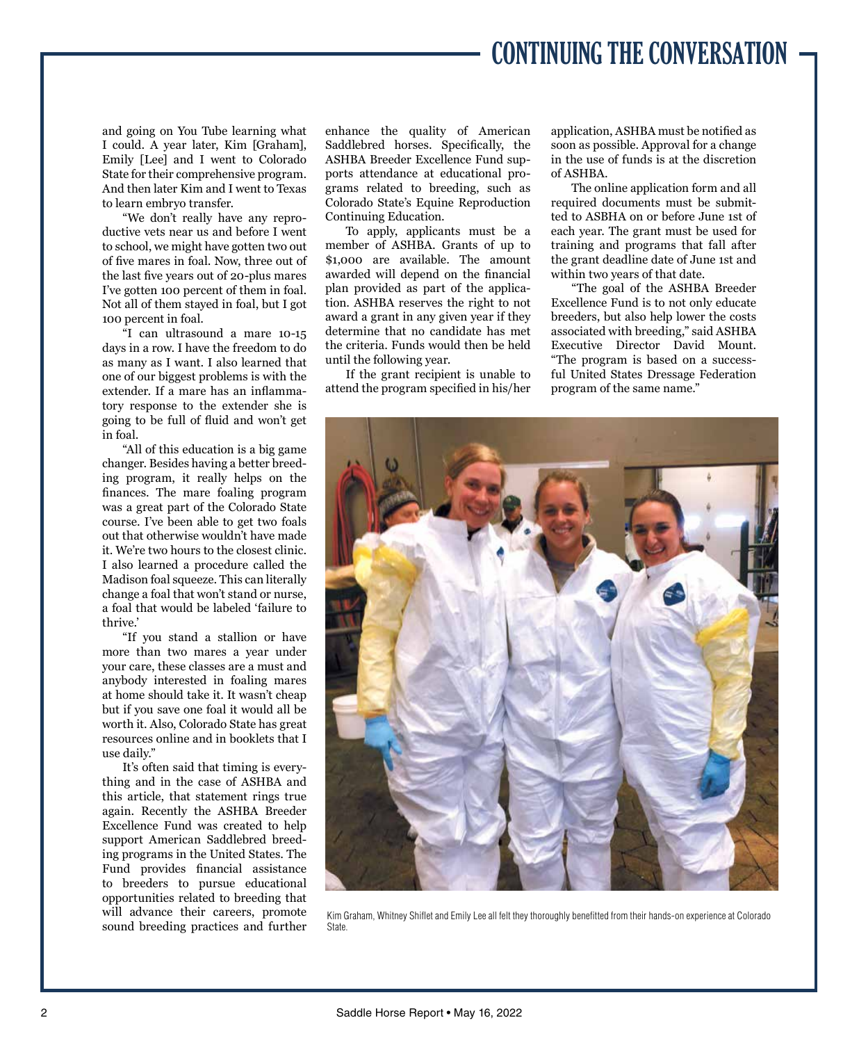# CONTINUING THE CONVERSATION

and going on You Tube learning what I could. A year later, Kim [Graham], Emily [Lee] and I went to Colorado State for their comprehensive program. And then later Kim and I went to Texas to learn embryo transfer.

"We don't really have any reproductive vets near us and before I went to school, we might have gotten two out of five mares in foal. Now, three out of the last five years out of 20-plus mares I've gotten 100 percent of them in foal. Not all of them stayed in foal, but I got 100 percent in foal.

"I can ultrasound a mare 10-15 days in a row. I have the freedom to do as many as I want. I also learned that one of our biggest problems is with the extender. If a mare has an inflammatory response to the extender she is going to be full of fluid and won't get in foal.

"All of this education is a big game changer. Besides having a better breeding program, it really helps on the finances. The mare foaling program was a great part of the Colorado State course. I've been able to get two foals out that otherwise wouldn't have made it. We're two hours to the closest clinic. I also learned a procedure called the Madison foal squeeze. This can literally change a foal that won't stand or nurse, a foal that would be labeled 'failure to thrive.'

"If you stand a stallion or have more than two mares a year under your care, these classes are a must and anybody interested in foaling mares at home should take it. It wasn't cheap but if you save one foal it would all be worth it. Also, Colorado State has great resources online and in booklets that I use daily."

It's often said that timing is everything and in the case of ASHBA and this article, that statement rings true again. Recently the ASHBA Breeder Excellence Fund was created to help support American Saddlebred breeding programs in the United States. The Fund provides financial assistance to breeders to pursue educational opportunities related to breeding that will advance their careers, promote sound breeding practices and further enhance the quality of American Saddlebred horses. Specifically, the ASHBA Breeder Excellence Fund supports attendance at educational programs related to breeding, such as Colorado State's Equine Reproduction Continuing Education.

To apply, applicants must be a member of ASHBA. Grants of up to $1,000 are available. The amount awarded will depend on the financial plan provided as part of the application. ASHBA reserves the right to not award a grant in any given year if they determine that no candidate has met the criteria. Funds would then be held until the following year.

If the grant recipient is unable to attend the program specified in his/her application, ASHBA must be notified as soon as possible. Approval for a change in the use of funds is at the discretion of ASHBA.

The online application form and all required documents must be submitted to ASBHA on or before June 1st of each year. The grant must be used for training and programs that fall after the grant deadline date of June 1st and within two years of that date.

"The goal of the ASHBA Breeder Excellence Fund is to not only educate breeders, but also help lower the costs associated with breeding," said ASHBA Executive Director David Mount. "The program is based on a successful United States Dressage Federation program of the same name."

Kim Graham, Whitney Shiflet and Emily Lee all felt they thoroughly benefitted from their hands-on experience at Colorado State.